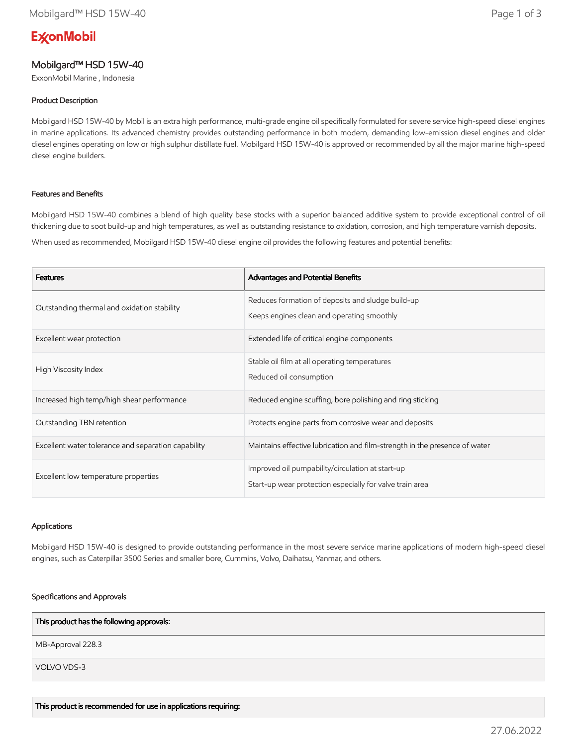# ExxonMobil

## Mobilgard™ HSD 15W-40

ExxonMobil Marine , Indonesia

### Product Description

Mobilgard HSD 15W-40 by Mobil is an extra high performance, multi-grade engine oil specifically formulated for severe service high-speed diesel engines in marine applications. Its advanced chemistry provides outstanding performance in both modern, demanding low-emission diesel engines and older diesel engines operating on low or high sulphur distillate fuel. Mobilgard HSD 15W-40 is approved or recommended by all the major marine high-speed diesel engine builders.

### Features and Benefits

Mobilgard HSD 15W-40 combines a blend of high quality base stocks with a superior balanced additive system to provide exceptional control of oil thickening due to soot build-up and high temperatures, as well as outstanding resistance to oxidation, corrosion, and high temperature varnish deposits.

When used as recommended, Mobilgard HSD 15W-40 diesel engine oil provides the following features and potential benefits:

| Features | Advantages and Potential Benefits |
|---|---|
| Outstanding thermal and oxidation stability | Reduces formation of deposits and sludge build-up<br>Keeps engines clean and operating smoothly |
| Excellent wear protection | Extended life of critical engine components |
| High Viscosity Index | Stable oil film at all operating temperatures<br>Reduced oil consumption |
| Increased high temp/high shear performance | Reduced engine scuffing, bore polishing and ring sticking |
| Outstanding TBN retention | Protects engine parts from corrosive wear and deposits |
| Excellent water tolerance and separation capability | Maintains effective lubrication and film-strength in the presence of water |
| Excellent low temperature properties | Improved oil pumpability/circulation at start-up<br>Start-up wear protection especially for valve train area |

### Applications

Mobilgard HSD 15W-40 is designed to provide outstanding performance in the most severe service marine applications of modern high-speed diesel engines, such as Caterpillar 3500 Series and smaller bore, Cummins, Volvo, Daihatsu, Yanmar, and others.

### Specifications and Approvals

| This product has the following approvals: |
|---|
| MB-Approval 228.3 |
| VOLVO VDS-3 |

| This product is recommended for use in applications requiring: |
|---|

27.06.2022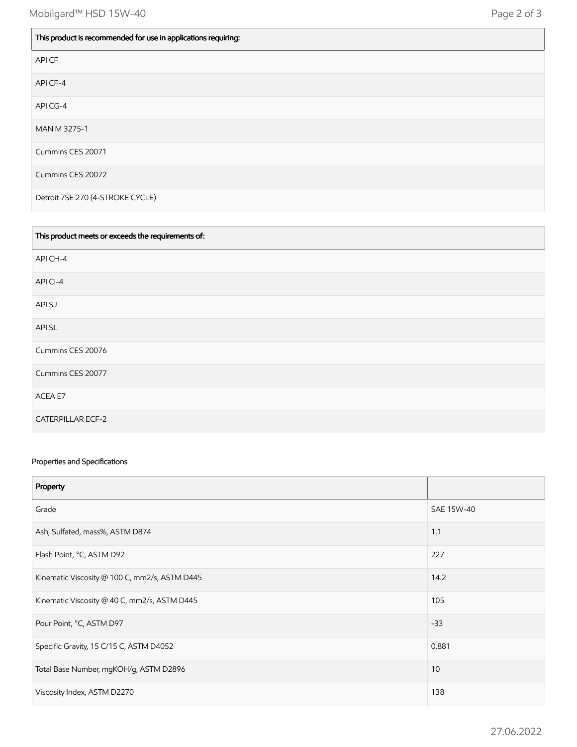| This product is recommended for use in applications requiring: |
| --- |
| API CF |
| API CF-4 |
| API CG-4 |
| MAN M 3275-1 |
| Cummins CES 20071 |
| Cummins CES 20072 |
| Detroit 7SE 270 (4-STROKE CYCLE) |

| This product meets or exceeds the requirements of: |
| --- |
| API CH-4 |
| API CI-4 |
| API SJ |
| API SL |
| Cummins CES 20076 |
| Cummins CES 20077 |
| ACEA E7 |
| CATERPILLAR ECF-2 |

Properties and Specifications

| Property | |
| --- | --- |
| Grade | SAE 15W-40 |
| Ash, Sulfated, mass%, ASTM D874 | 1.1 |
| Flash Point, °C, ASTM D92 | 227 |
| Kinematic Viscosity @ 100 C, mm2/s, ASTM D445 | 14.2 |
| Kinematic Viscosity @ 40 C, mm2/s, ASTM D445 | 105 |
| Pour Point, °C, ASTM D97 | -33 |
| Specific Gravity, 15 C/15 C, ASTM D4052 | 0.881 |
| Total Base Number, mgKOH/g, ASTM D2896 | 10 |
| Viscosity Index, ASTM D2270 | 138 |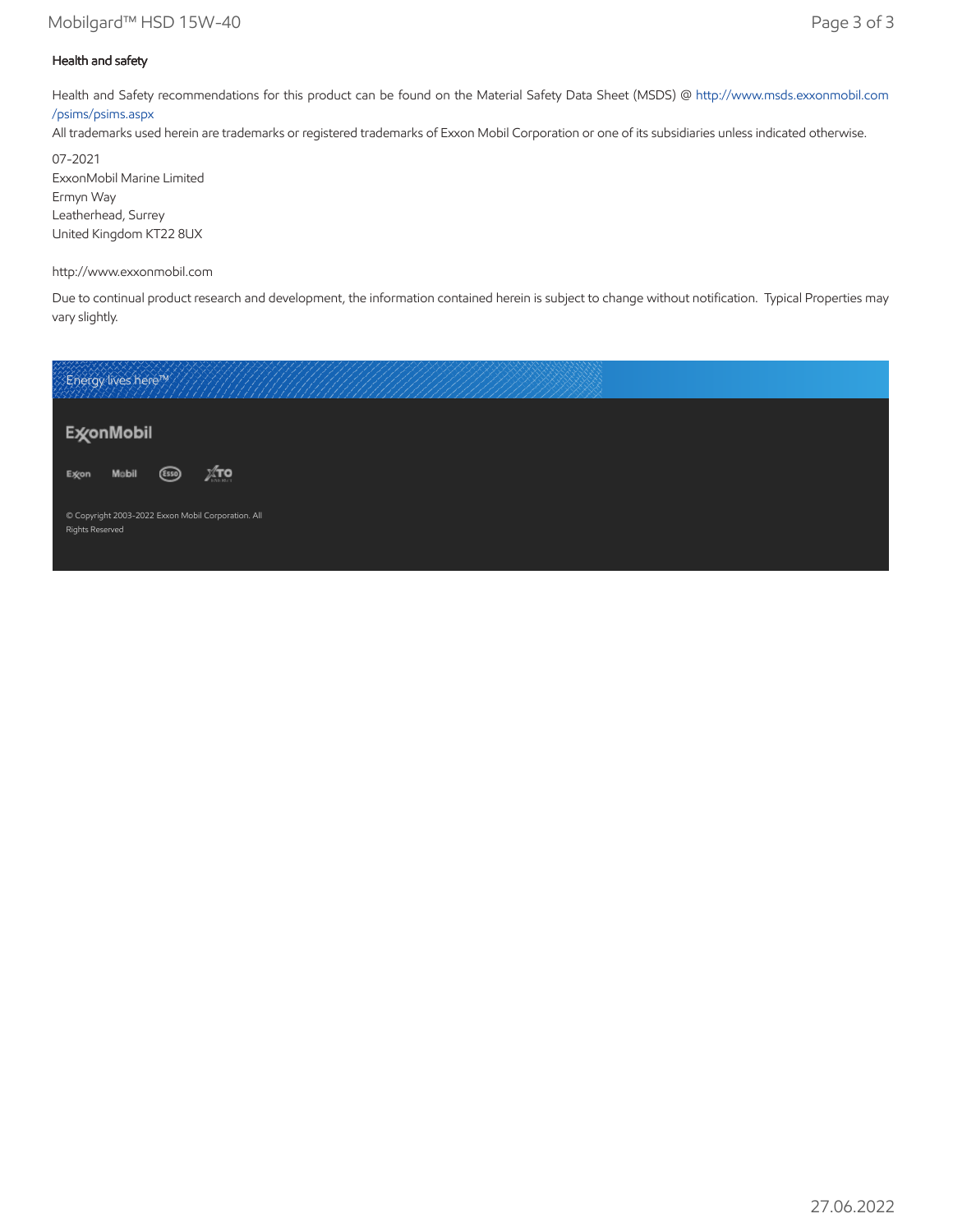### Health and safety

Health and Safety recommendations for this product can be found on the Material Safety Data Sheet (MSDS) @ http://www.msds.exxonmobil.com/psims/psims.aspx

All trademarks used herein are trademarks or registered trademarks of Exxon Mobil Corporation or one of its subsidiaries unless indicated otherwise.

07-2021
ExxonMobil Marine Limited
Ermyn Way
Leatherhead, Surrey
United Kingdom KT22 8UX

http://www.exxonmobil.com

Due to continual product research and development, the information contained herein is subject to change without notification. Typical Properties may vary slightly.

Energy lives here™

ExxonMobil

Exxon Mobil Esso XTO

© Copyright 2003-2022 Exxon Mobil Corporation. All Rights Reserved